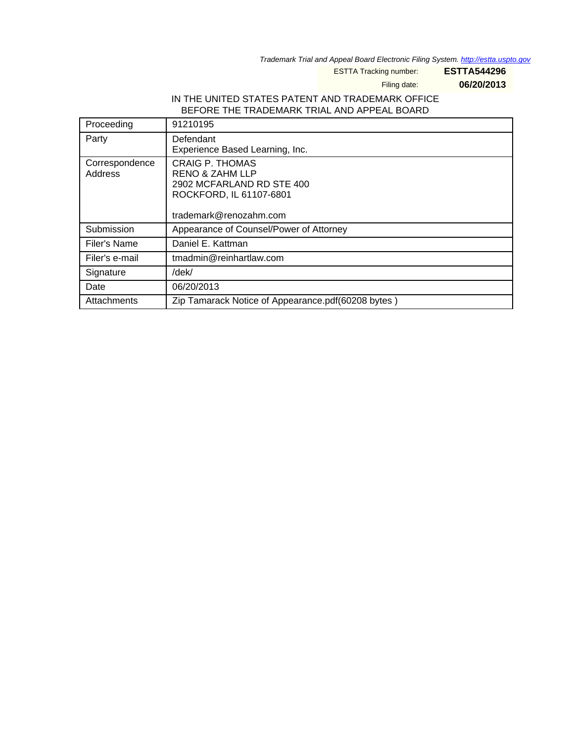*Trademark Trial and Appeal Board Electronic Filing System. http://estta.uspto.gov*

ESTTA Tracking number: **ESTTA544296**

Filing date: **06/20/2013**

IN THE UNITED STATES PATENT AND TRADEMARK OFFICE
BEFORE THE TRADEMARK TRIAL AND APPEAL BOARD

| Proceeding | 91210195 |
|---|---|
| Party | Defendant<br>Experience Based Learning, Inc. |
| Correspondence Address | CRAIG P. THOMAS<br>RENO & ZAHM LLP<br>2902 MCFARLAND RD STE 400<br>ROCKFORD, IL 61107-6801<br><br>trademark@renozahm.com |
| Submission | Appearance of Counsel/Power of Attorney |
| Filer's Name | Daniel E. Kattman |
| Filer's e-mail | tmadmin@reinhartlaw.com |
| Signature | /dek/ |
| Date | 06/20/2013 |
| Attachments | Zip Tamarack Notice of Appearance.pdf(60208 bytes ) |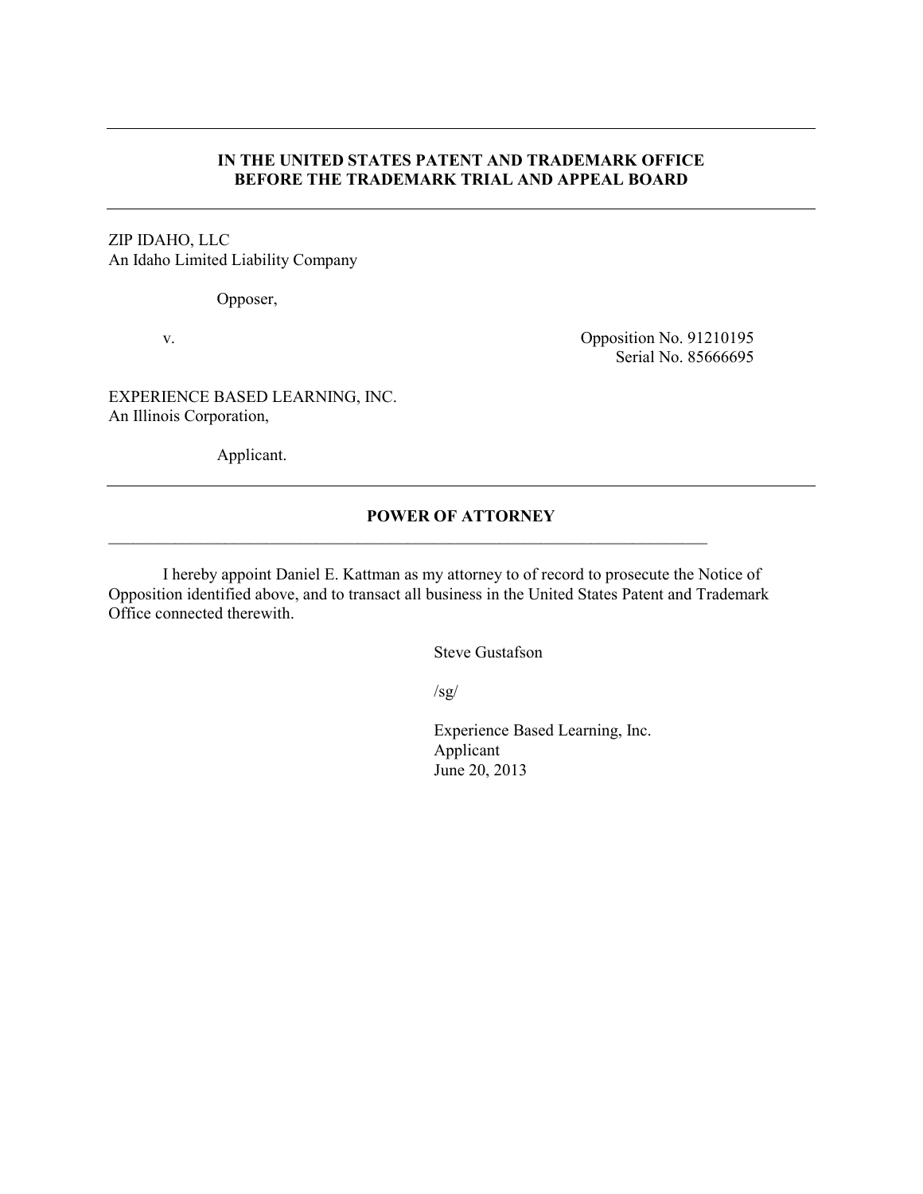**IN THE UNITED STATES PATENT AND TRADEMARK OFFICE**
**BEFORE THE TRADEMARK TRIAL AND APPEAL BOARD**

---

ZIP IDAHO, LLC
An Idaho Limited Liability Company

Opposer,

v.

Opposition No. 91210195
Serial No. 85666695

EXPERIENCE BASED LEARNING, INC.
An Illinois Corporation,

Applicant.

---

**POWER OF ATTORNEY**

---

I hereby appoint Daniel E. Kattman as my attorney to of record to prosecute the Notice of Opposition identified above, and to transact all business in the United States Patent and Trademark Office connected therewith.

Steve Gustafson

/sg/

Experience Based Learning, Inc.
Applicant
June 20, 2013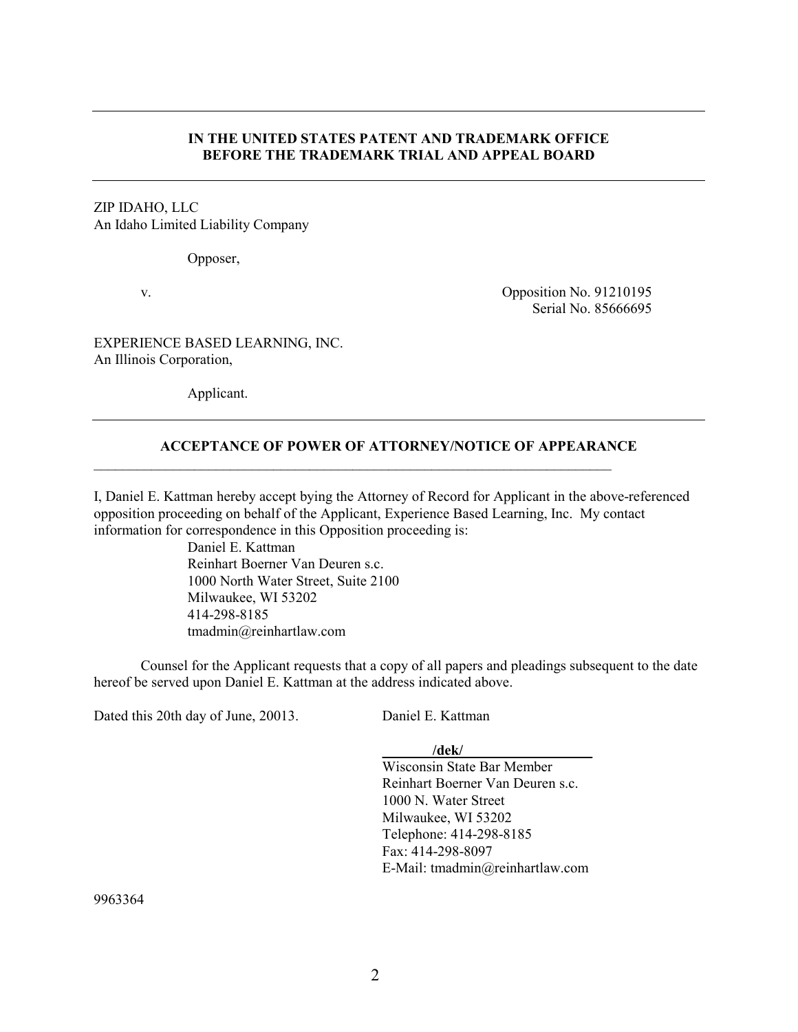**IN THE UNITED STATES PATENT AND TRADEMARK OFFICE**
**BEFORE THE TRADEMARK TRIAL AND APPEAL BOARD**

---

ZIP IDAHO, LLC
An Idaho Limited Liability Company

Opposer,

v.

Opposition No. 91210195
Serial No. 85666695

EXPERIENCE BASED LEARNING, INC.
An Illinois Corporation,

Applicant.

---

## ACCEPTANCE OF POWER OF ATTORNEY/NOTICE OF APPEARANCE

I, Daniel E. Kattman hereby accept bying the Attorney of Record for Applicant in the above-referenced opposition proceeding on behalf of the Applicant, Experience Based Learning, Inc. My contact information for correspondence in this Opposition proceeding is:

Daniel E. Kattman
Reinhart Boerner Van Deuren s.c.
1000 North Water Street, Suite 2100
Milwaukee, WI 53202
414-298-8185
tmadmin@reinhartlaw.com

Counsel for the Applicant requests that a copy of all papers and pleadings subsequent to the date hereof be served upon Daniel E. Kattman at the address indicated above.

Dated this 20th day of June, 20013.

Daniel E. Kattman

**/dek/**
Wisconsin State Bar Member
Reinhart Boerner Van Deuren s.c.
1000 N. Water Street
Milwaukee, WI 53202
Telephone: 414-298-8185
Fax: 414-298-8097
E-Mail: tmadmin@reinhartlaw.com

9963364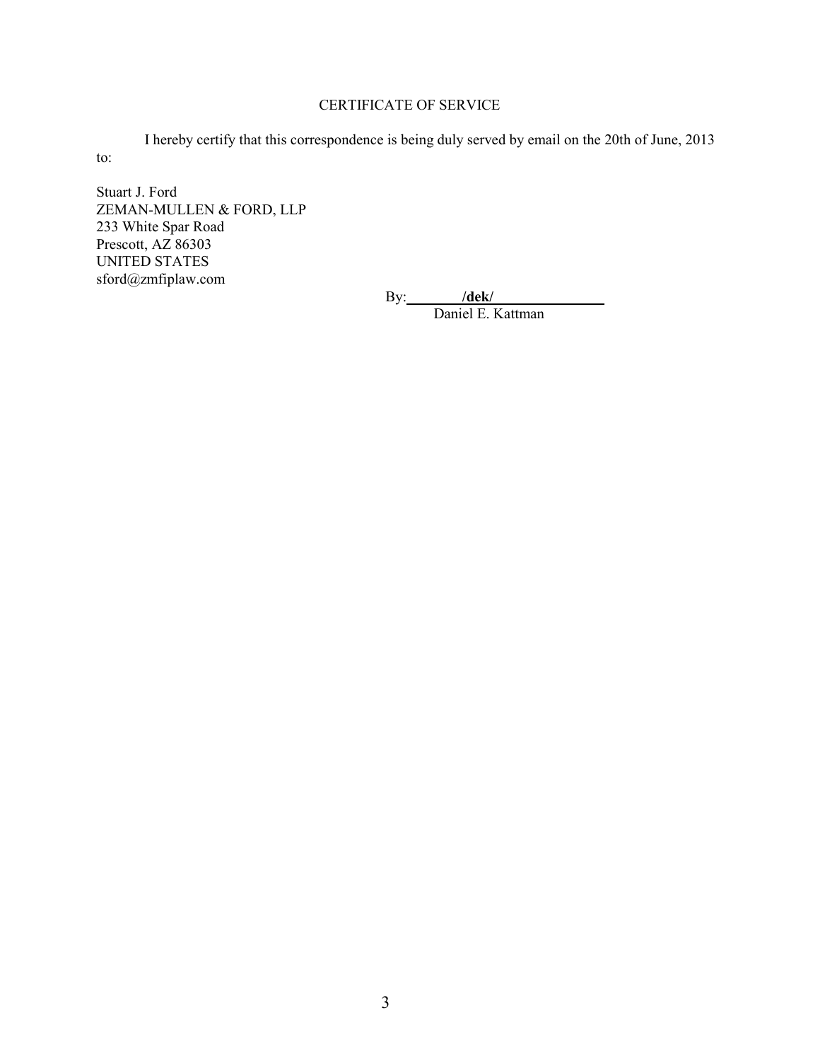## CERTIFICATE OF SERVICE

I hereby certify that this correspondence is being duly served by email on the 20th of June, 2013 to:

Stuart J. Ford
ZEMAN-MULLEN & FORD, LLP
233 White Spar Road
Prescott, AZ 86303
UNITED STATES
sford@zmfiplaw.com

By: **/dek/**
Daniel E. Kattman